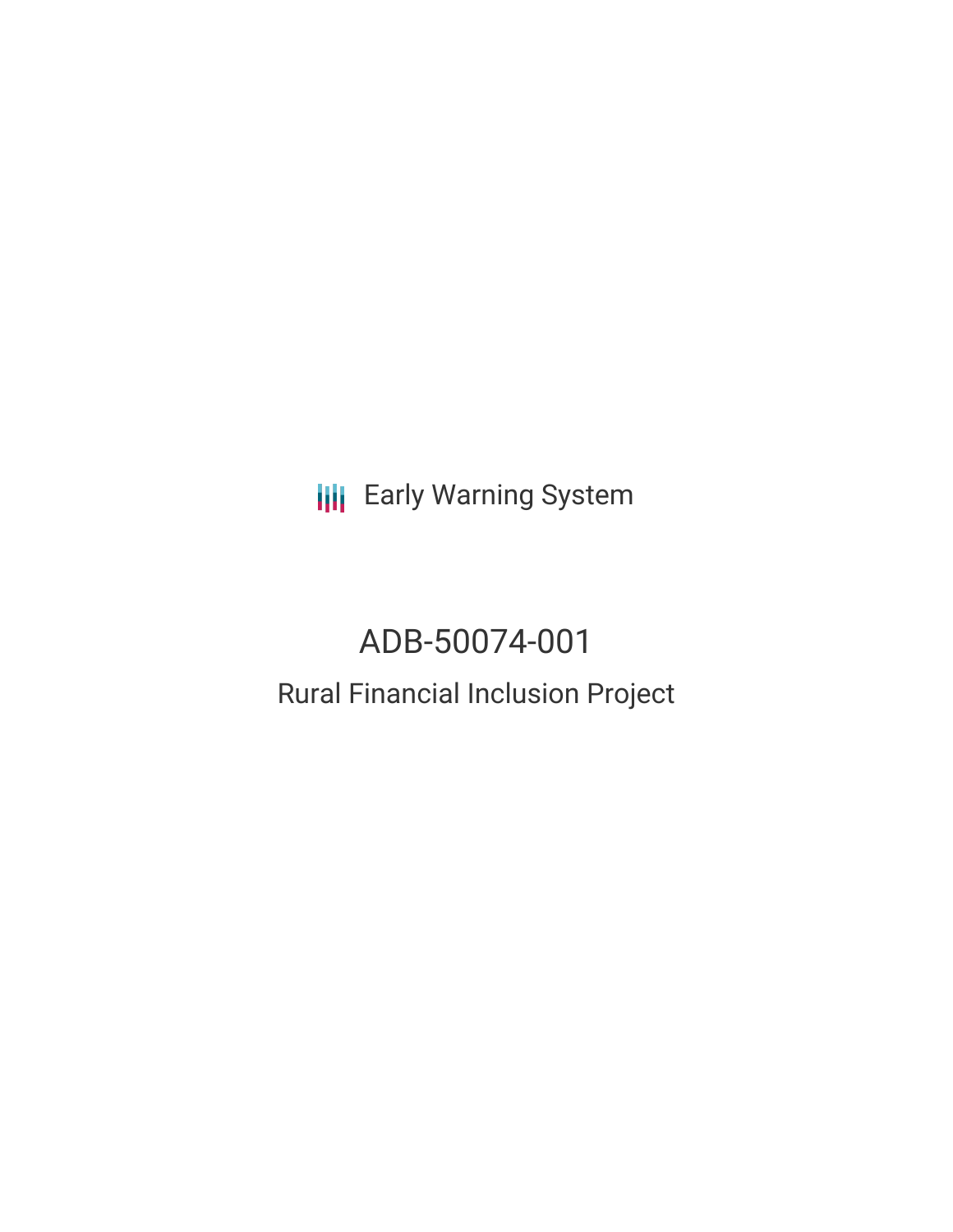Early Warning System

# ADB-50074-001

## Rural Financial Inclusion Project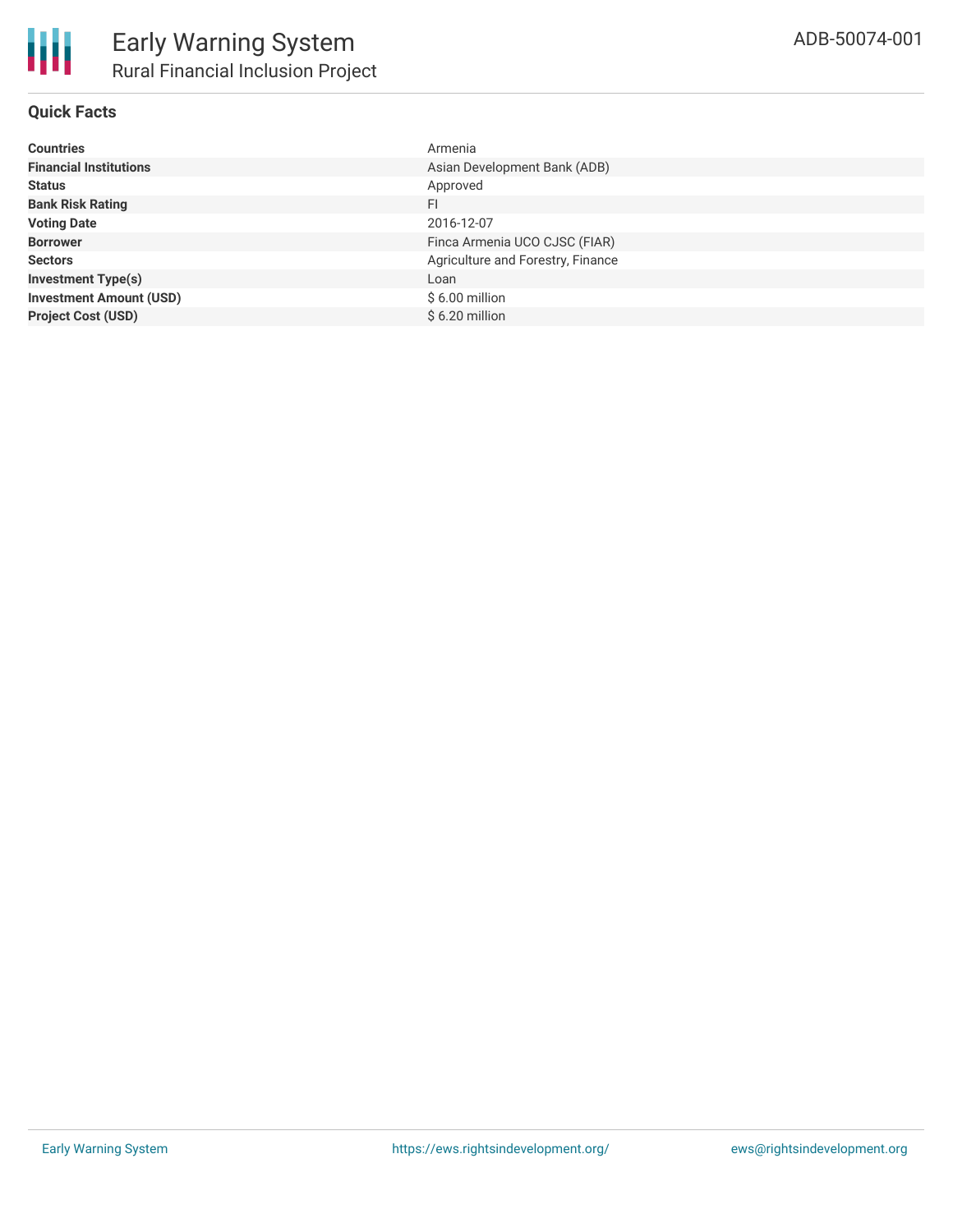# Early Warning System

## Rural Financial Inclusion Project

ADB-50074-001

### Quick Facts

| | |
|---|---|
| **Countries** | Armenia |
| **Financial Institutions** | Asian Development Bank (ADB) |
| **Status** | Approved |
| **Bank Risk Rating** | FI |
| **Voting Date** | 2016-12-07 |
| **Borrower** | Finca Armenia UCO CJSC (FIAR) |
| **Sectors** | Agriculture and Forestry, Finance |
| **Investment Type(s)** | Loan |
| **Investment Amount (USD)** | $ 6.00 million |
| **Project Cost (USD)** | $ 6.20 million |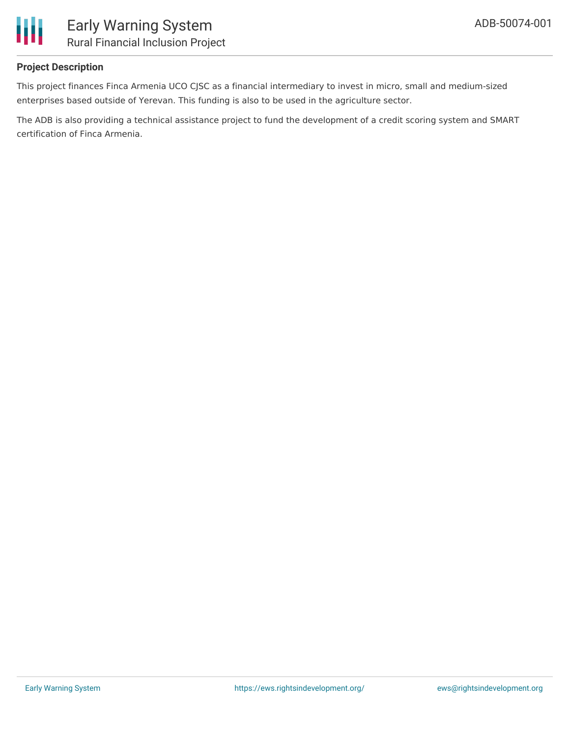**Project Description**

This project finances Finca Armenia UCO CJSC as a financial intermediary to invest in micro, small and medium-sized enterprises based outside of Yerevan. This funding is also to be used in the agriculture sector.

The ADB is also providing a technical assistance project to fund the development of a credit scoring system and SMART certification of Finca Armenia.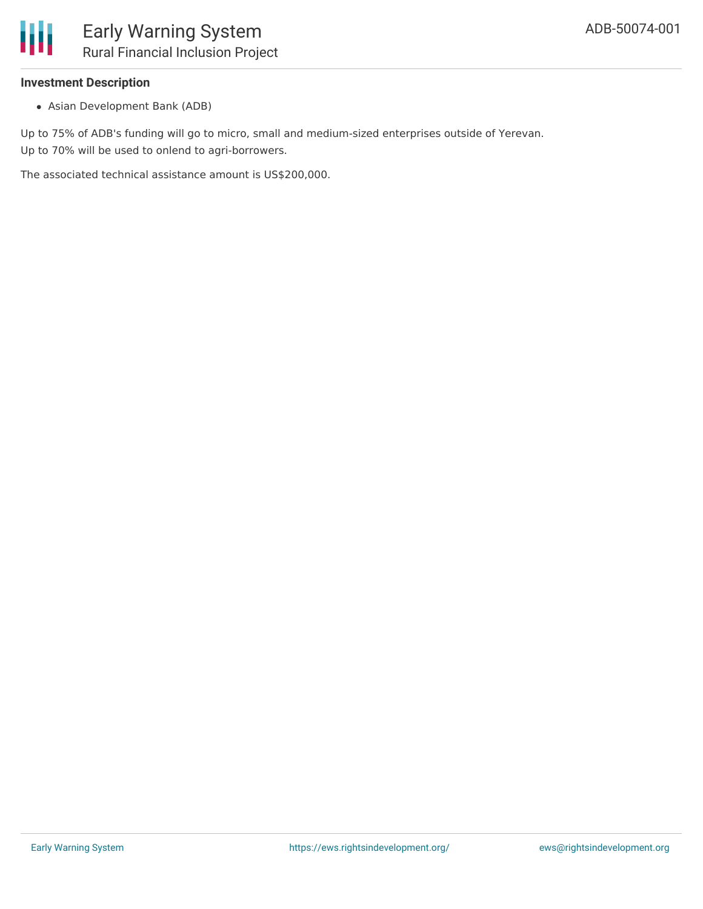### Investment Description

- Asian Development Bank (ADB)

Up to 75% of ADB's funding will go to micro, small and medium-sized enterprises outside of Yerevan.
Up to 70% will be used to onlend to agri-borrowers.

The associated technical assistance amount is US$200,000.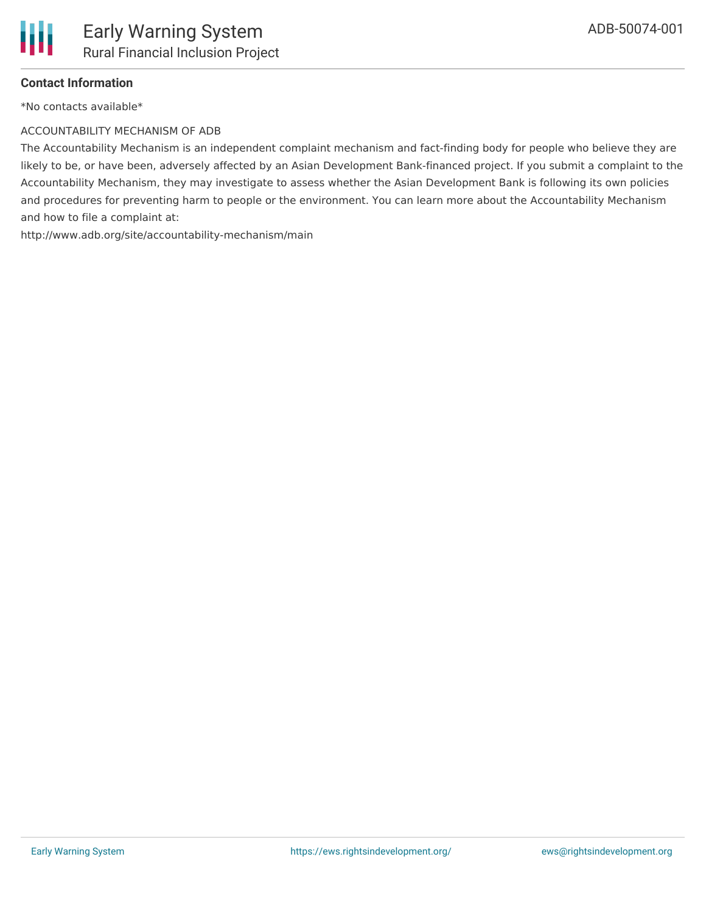**Contact Information**

*No contacts available*

ACCOUNTABILITY MECHANISM OF ADB

The Accountability Mechanism is an independent complaint mechanism and fact-finding body for people who believe they are likely to be, or have been, adversely affected by an Asian Development Bank-financed project. If you submit a complaint to the Accountability Mechanism, they may investigate to assess whether the Asian Development Bank is following its own policies and procedures for preventing harm to people or the environment. You can learn more about the Accountability Mechanism and how to file a complaint at:

http://www.adb.org/site/accountability-mechanism/main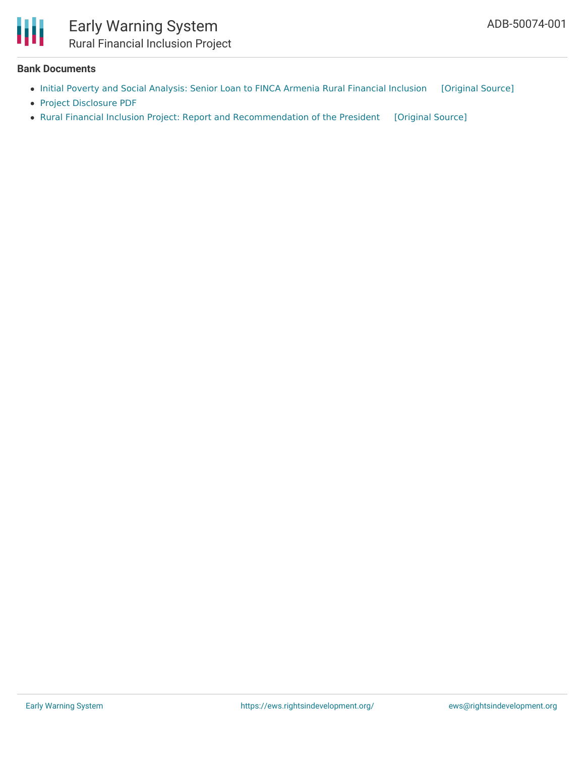**Bank Documents**

- Initial Poverty and Social Analysis: Senior Loan to FINCA Armenia Rural Financial Inclusion [Original Source]
- Project Disclosure PDF
- Rural Financial Inclusion Project: Report and Recommendation of the President [Original Source]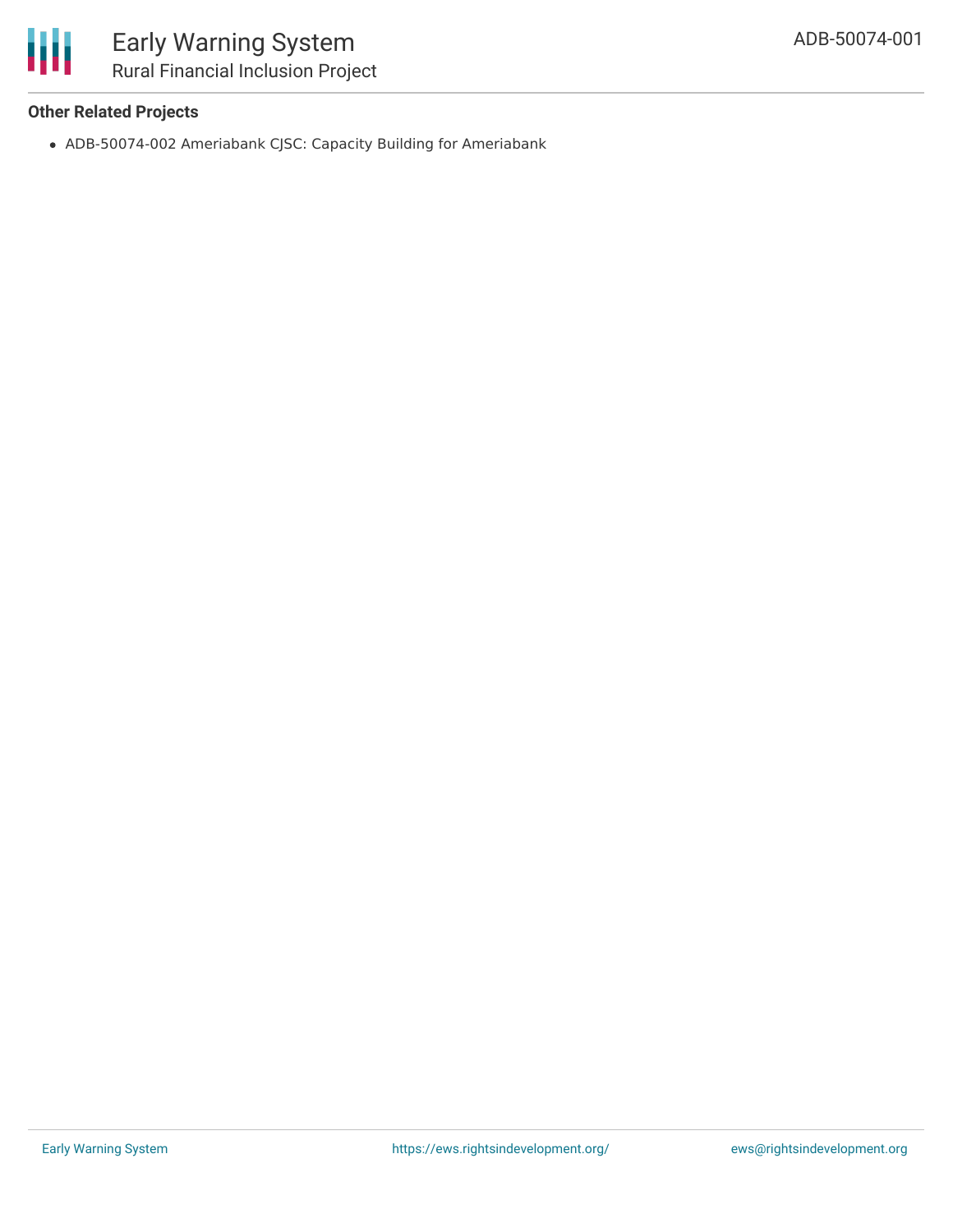**Other Related Projects**

- ADB-50074-002 Ameriabank CJSC: Capacity Building for Ameriabank